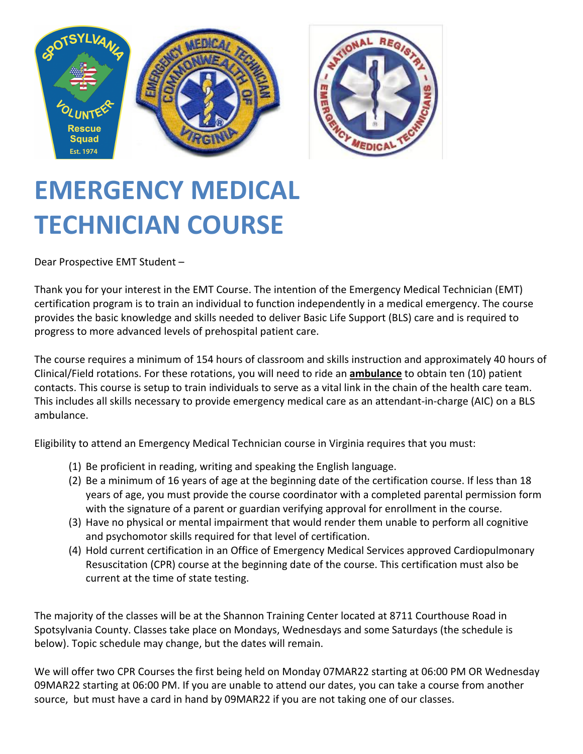# EMERGENCY MEDICAL TECHNICIAN COURSE

Dear Prospective EMT Student –

Thank you for your interest in the EMT Course. The intention of the Emergency Medical Technician (EMT) certification program is to train an individual to function independently in a medical emergency. The course provides the basic knowledge and skills needed to deliver Basic Life Support (BLS) care and is required to progress to more advanced levels of prehospital patient care.

The course requires a minimum of 154 hours of classroom and skills instruction and approximately 40 hours of Clinical/Field rotations. For these rotations, you will need to ride an **ambulance** to obtain ten (10) patient contacts. This course is setup to train individuals to serve as a vital link in the chain of the health care team. This includes all skills necessary to provide emergency medical care as an attendant-in-charge (AIC) on a BLS ambulance.

Eligibility to attend an Emergency Medical Technician course in Virginia requires that you must:

(1) Be proficient in reading, writing and speaking the English language.
(2) Be a minimum of 16 years of age at the beginning date of the certification course. If less than 18 years of age, you must provide the course coordinator with a completed parental permission form with the signature of a parent or guardian verifying approval for enrollment in the course.
(3) Have no physical or mental impairment that would render them unable to perform all cognitive and psychomotor skills required for that level of certification.
(4) Hold current certification in an Office of Emergency Medical Services approved Cardiopulmonary Resuscitation (CPR) course at the beginning date of the course. This certification must also be current at the time of state testing.

The majority of the classes will be at the Shannon Training Center located at 8711 Courthouse Road in Spotsylvania County. Classes take place on Mondays, Wednesdays and some Saturdays (the schedule is below). Topic schedule may change, but the dates will remain.

We will offer two CPR Courses the first being held on Monday 07MAR22 starting at 06:00 PM OR Wednesday 09MAR22 starting at 06:00 PM. If you are unable to attend our dates, you can take a course from another source, but must have a card in hand by 09MAR22 if you are not taking one of our classes.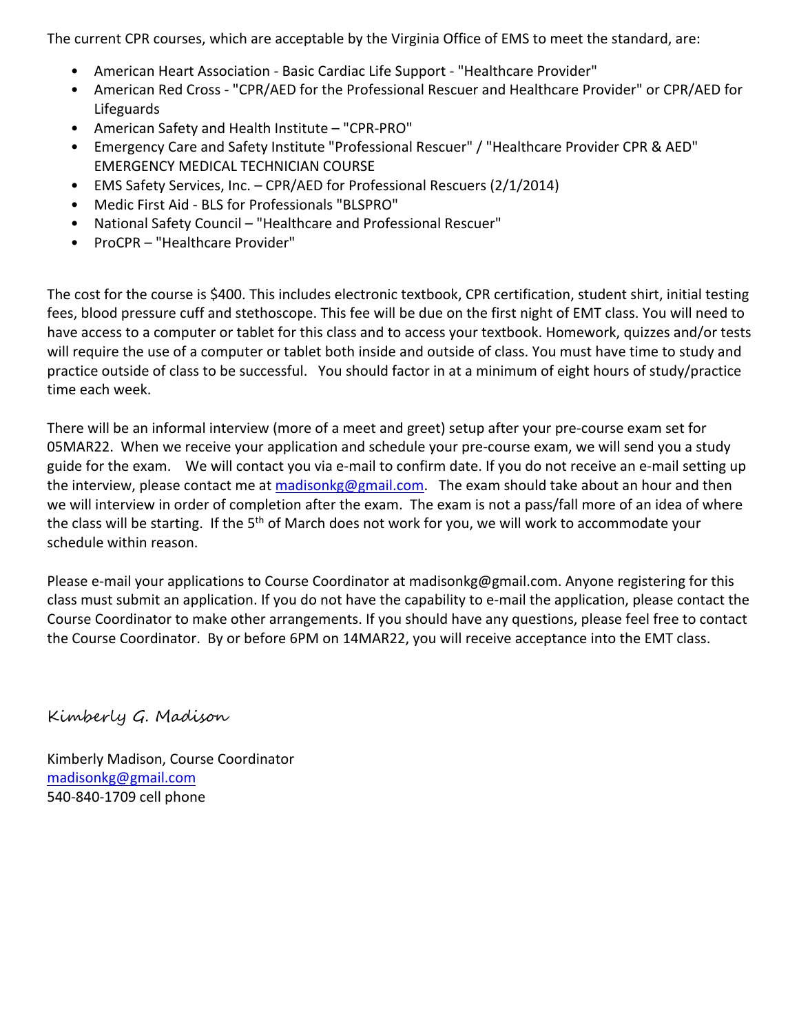The current CPR courses, which are acceptable by the Virginia Office of EMS to meet the standard, are:

- American Heart Association - Basic Cardiac Life Support - "Healthcare Provider"
- American Red Cross - "CPR/AED for the Professional Rescuer and Healthcare Provider" or CPR/AED for Lifeguards
- American Safety and Health Institute – "CPR-PRO"
- Emergency Care and Safety Institute "Professional Rescuer" / "Healthcare Provider CPR & AED" EMERGENCY MEDICAL TECHNICIAN COURSE
- EMS Safety Services, Inc. – CPR/AED for Professional Rescuers (2/1/2014)
- Medic First Aid - BLS for Professionals "BLSPRO"
- National Safety Council – "Healthcare and Professional Rescuer"
- ProCPR – "Healthcare Provider"

The cost for the course is $400. This includes electronic textbook, CPR certification, student shirt, initial testing fees, blood pressure cuff and stethoscope. This fee will be due on the first night of EMT class. You will need to have access to a computer or tablet for this class and to access your textbook. Homework, quizzes and/or tests will require the use of a computer or tablet both inside and outside of class. You must have time to study and practice outside of class to be successful. You should factor in at a minimum of eight hours of study/practice time each week.

There will be an informal interview (more of a meet and greet) setup after your pre-course exam set for 05MAR22. When we receive your application and schedule your pre-course exam, we will send you a study guide for the exam. We will contact you via e-mail to confirm date. If you do not receive an e-mail setting up the interview, please contact me at madisonkg@gmail.com. The exam should take about an hour and then we will interview in order of completion after the exam. The exam is not a pass/fall more of an idea of where the class will be starting. If the 5th of March does not work for you, we will work to accommodate your schedule within reason.

Please e-mail your applications to Course Coordinator at madisonkg@gmail.com. Anyone registering for this class must submit an application. If you do not have the capability to e-mail the application, please contact the Course Coordinator to make other arrangements. If you should have any questions, please feel free to contact the Course Coordinator. By or before 6PM on 14MAR22, you will receive acceptance into the EMT class.

*Kimberly G. Madison*

Kimberly Madison, Course Coordinator
madisonkg@gmail.com
540-840-1709 cell phone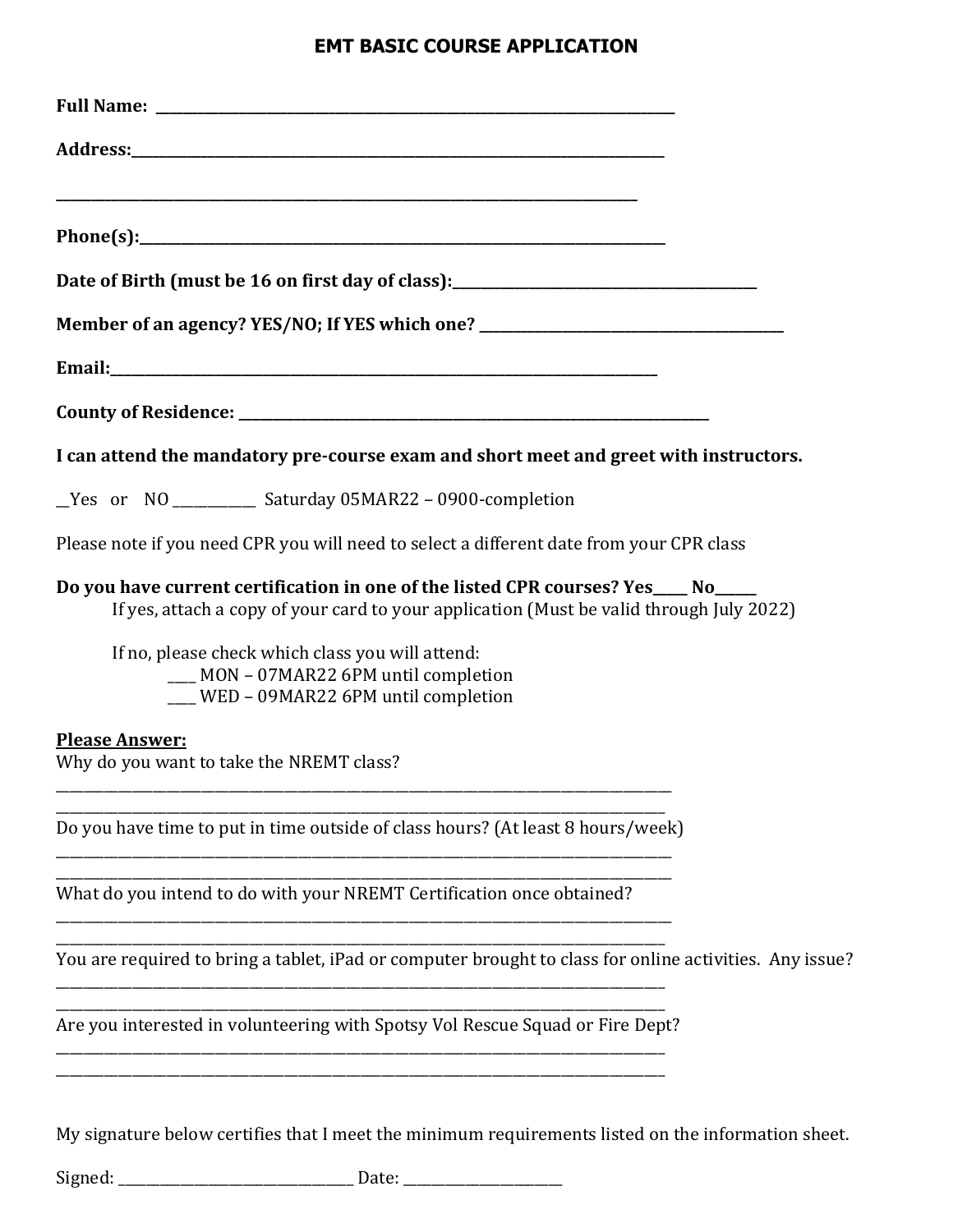# EMT BASIC COURSE APPLICATION

**Full Name:** ________________________________________________________________

**Address:**________________________________________________________________

________________________________________________________________

**Phone(s):**________________________________________________________________

**Date of Birth (must be 16 on first day of class):**__________________________________

**Member of an agency? YES/NO; If YES which one?** __________________________________

**Email:**________________________________________________________________

**County of Residence:** ____________________________________________________

**I can attend the mandatory pre-course exam and short meet and greet with instructors.**

__Yes or NO ___________ Saturday 05MAR22 – 0900-completion

Please note if you need CPR you will need to select a different date from your CPR class

**Do you have current certification in one of the listed CPR courses? Yes_____ No______**

If yes, attach a copy of your card to your application (Must be valid through July 2022)

If no, please check which class you will attend:

____ MON – 07MAR22 6PM until completion

____ WED – 09MAR22 6PM until completion

**<u>Please Answer:</u>**

Why do you want to take the NREMT class?

________________________________________________________________

________________________________________________________________

Do you have time to put in time outside of class hours? (At least 8 hours/week)

________________________________________________________________

________________________________________________________________

What do you intend to do with your NREMT Certification once obtained?

________________________________________________________________

________________________________________________________________

You are required to bring a tablet, iPad or computer brought to class for online activities. Any issue?

________________________________________________________________

________________________________________________________________

Are you interested in volunteering with Spotsy Vol Rescue Squad or Fire Dept?

________________________________________________________________

________________________________________________________________

My signature below certifies that I meet the minimum requirements listed on the information sheet.

Signed: ______________________________ Date: ____________________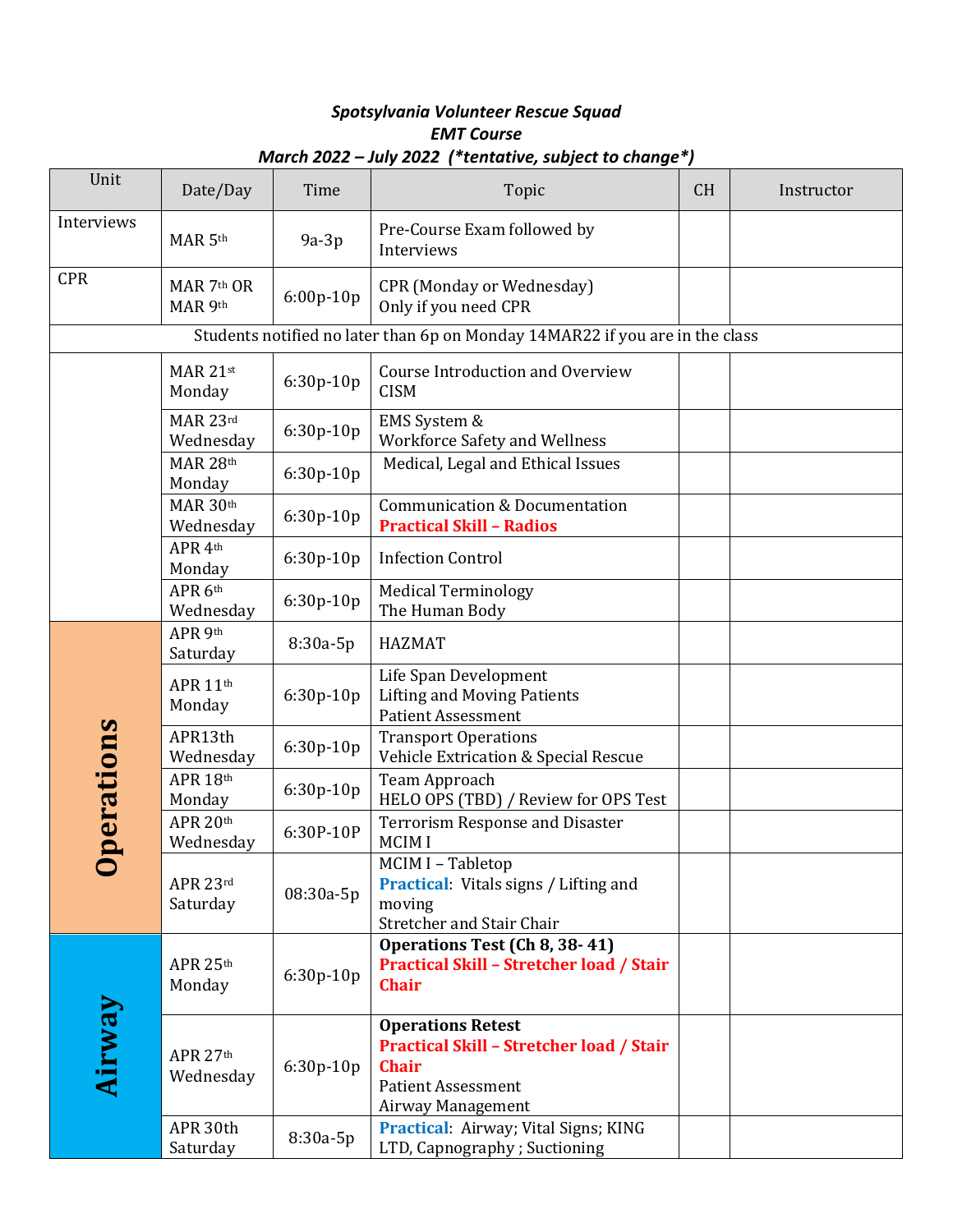***Spotsylvania Volunteer Rescue Squad***
***EMT Course***
***March 2022 – July 2022 (\*tentative, subject to change\*)***

| Unit | Date/Day | Time | Topic | CH | Instructor |
|---|---|---|---|---|---|
| Interviews | MAR 5th | 9a-3p | Pre-Course Exam followed by Interviews | | |
| CPR | MAR 7th OR MAR 9th | 6:00p-10p | CPR (Monday or Wednesday) Only if you need CPR | | |
| Students notified no later than 6p on Monday 14MAR22 if you are in the class | | | | | |
| | MAR 21st Monday | 6:30p-10p | Course Introduction and Overview CISM | | |
| | MAR 23rd Wednesday | 6:30p-10p | EMS System & Workforce Safety and Wellness | | |
| | MAR 28th Monday | 6:30p-10p | Medical, Legal and Ethical Issues | | |
| | MAR 30th Wednesday | 6:30p-10p | Communication & Documentation **Practical Skill – Radios** | | |
| | APR 4th Monday | 6:30p-10p | Infection Control | | |
| | APR 6th Wednesday | 6:30p-10p | Medical Terminology The Human Body | | |
| **Operations** | APR 9th Saturday | 8:30a-5p | HAZMAT | | |
| **Operations** | APR 11th Monday | 6:30p-10p | Life Span Development Lifting and Moving Patients Patient Assessment | | |
| **Operations** | APR13th Wednesday | 6:30p-10p | Transport Operations Vehicle Extrication & Special Rescue | | |
| **Operations** | APR 18th Monday | 6:30p-10p | Team Approach HELO OPS (TBD) / Review for OPS Test | | |
| **Operations** | APR 20th Wednesday | 6:30P-10P | Terrorism Response and Disaster MCIM I | | |
| **Operations** | APR 23rd Saturday | 08:30a-5p | MCIM I – Tabletop **Practical**: Vitals signs / Lifting and moving Stretcher and Stair Chair | | |
| **Airway** | APR 25th Monday | 6:30p-10p | **Operations Test (Ch 8, 38- 41)** **Practical Skill – Stretcher load / Stair Chair** | | |
| **Airway** | APR 27th Wednesday | 6:30p-10p | **Operations Retest** **Practical Skill – Stretcher load / Stair Chair** Patient Assessment Airway Management | | |
| **Airway** | APR 30th Saturday | 8:30a-5p | **Practical**: Airway; Vital Signs; KING LTD, Capnography ; Suctioning | | |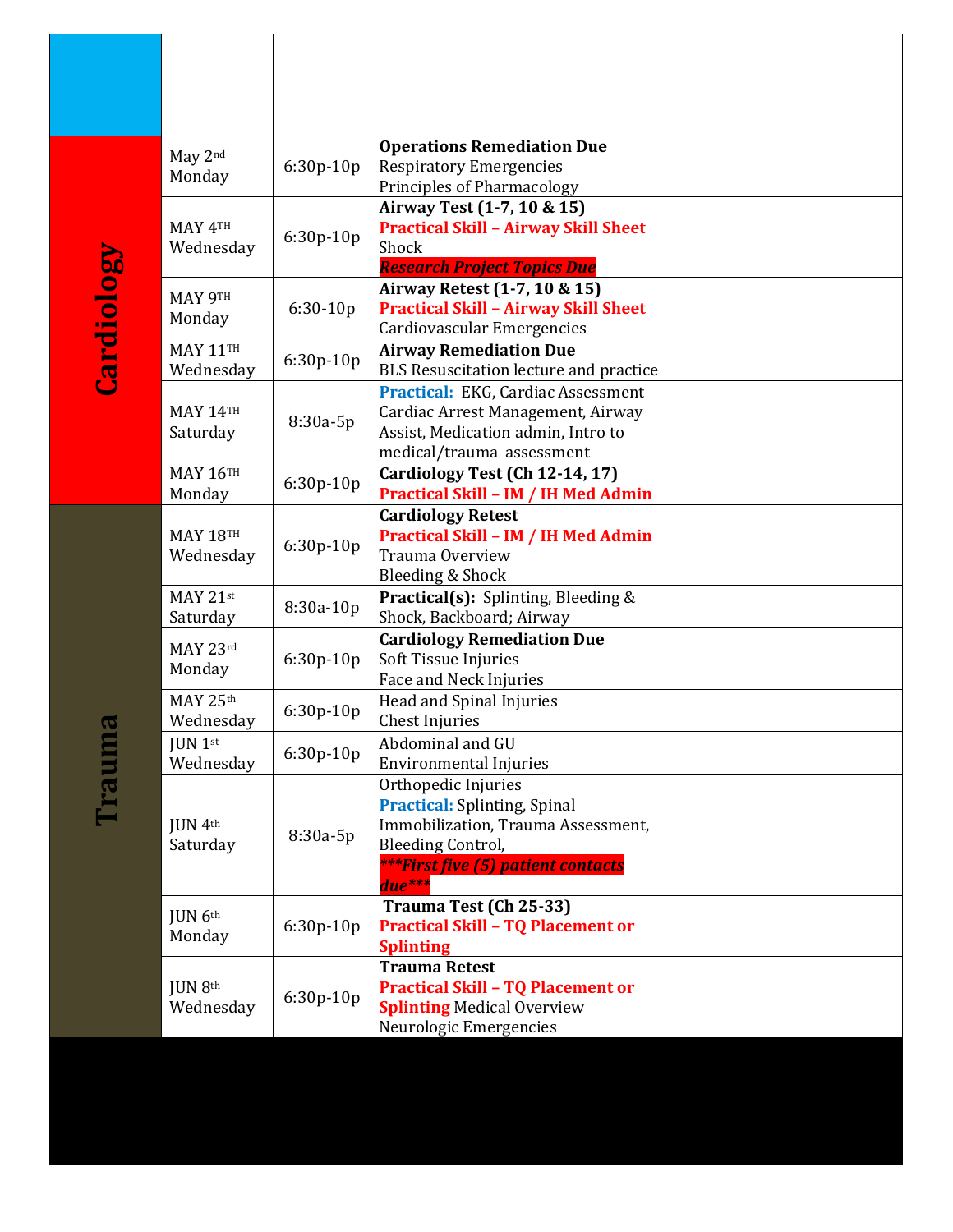| | | | | | |
|---|---|---|---|---|---|
| | | | | | |
| **Cardiology** | May 2nd Monday | 6:30p-10p | **Operations Remediation Due**<br>Respiratory Emergencies<br>Principles of Pharmacology | | |
| | MAY 4TH Wednesday | 6:30p-10p | **Airway Test (1-7, 10 & 15)**<br>**Practical Skill – Airway Skill Sheet**<br>Shock<br>***Research Project Topics Due*** | | |
| | MAY 9TH Monday | 6:30-10p | **Airway Retest (1-7, 10 & 15)**<br>**Practical Skill – Airway Skill Sheet**<br>Cardiovascular Emergencies | | |
| | MAY 11TH Wednesday | 6:30p-10p | **Airway Remediation Due**<br>BLS Resuscitation lecture and practice | | |
| | MAY 14TH Saturday | 8:30a-5p | **Practical:** EKG, Cardiac Assessment Cardiac Arrest Management, Airway Assist, Medication admin, Intro to medical/trauma assessment | | |
| | MAY 16TH Monday | 6:30p-10p | **Cardiology Test (Ch 12-14, 17)**<br>**Practical Skill – IM / IH Med Admin** | | |
| **Trauma** | MAY 18TH Wednesday | 6:30p-10p | **Cardiology Retest**<br>**Practical Skill – IM / IH Med Admin**<br>Trauma Overview<br>Bleeding & Shock | | |
| | MAY 21st Saturday | 8:30a-10p | **Practical(s):** Splinting, Bleeding & Shock, Backboard; Airway | | |
| | MAY 23rd Monday | 6:30p-10p | **Cardiology Remediation Due**<br>Soft Tissue Injuries<br>Face and Neck Injuries | | |
| | MAY 25th Wednesday | 6:30p-10p | Head and Spinal Injuries<br>Chest Injuries | | |
| | JUN 1st Wednesday | 6:30p-10p | Abdominal and GU<br>Environmental Injuries | | |
| | JUN 4th Saturday | 8:30a-5p | Orthopedic Injuries<br>**Practical:** Splinting, Spinal Immobilization, Trauma Assessment, Bleeding Control,<br>***\*\*\*First five (5) patient contacts due\*\*\**** | | |
| | JUN 6th Monday | 6:30p-10p | **Trauma Test (Ch 25-33)**<br>**Practical Skill – TQ Placement or Splinting** | | |
| | JUN 8th Wednesday | 6:30p-10p | **Trauma Retest**<br>**Practical Skill – TQ Placement or Splinting** Medical Overview<br>Neurologic Emergencies | | |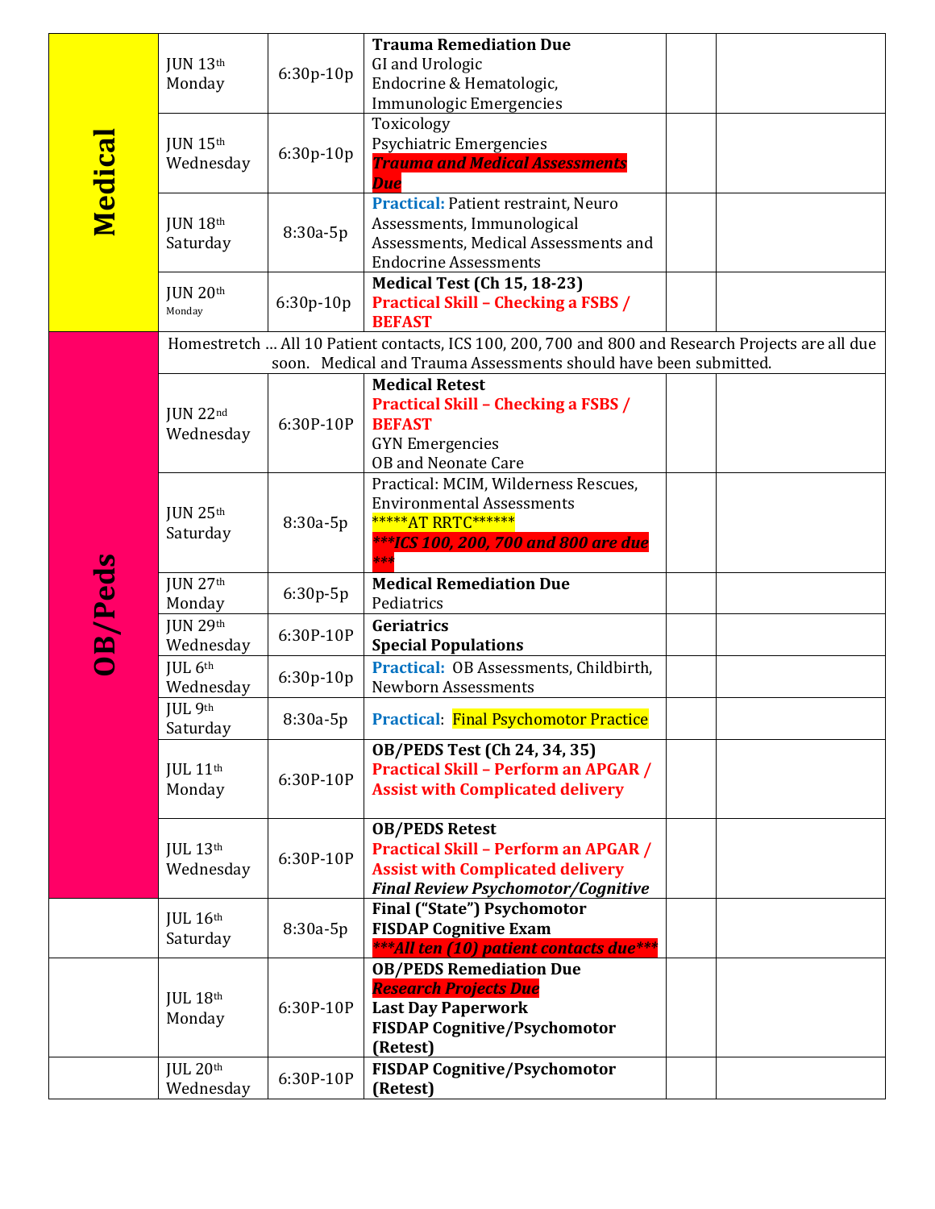| | | | | | |
|---|---|---|---|---|---|
| **Medical** | JUN 13th Monday | 6:30p-10p | **Trauma Remediation Due** GI and Urologic Endocrine & Hematologic, Immunologic Emergencies | | |
| | JUN 15th Wednesday | 6:30p-10p | Toxicology Psychiatric Emergencies ***Trauma and Medical Assessments Due*** | | |
| | JUN 18th Saturday | 8:30a-5p | **Practical:** Patient restraint, Neuro Assessments, Immunological Assessments, Medical Assessments and Endocrine Assessments | | |
| | JUN 20th Monday | 6:30p-10p | **Medical Test (Ch 15, 18-23)** **Practical Skill – Checking a FSBS / BEFAST** | | |
| **OB/Peds** | Homestretch … All 10 Patient contacts, ICS 100, 200, 700 and 800 and Research Projects are all due soon. Medical and Trauma Assessments should have been submitted. | | | | |
| | JUN 22nd Wednesday | 6:30P-10P | **Medical Retest** **Practical Skill – Checking a FSBS / BEFAST** GYN Emergencies OB and Neonate Care | | |
| | JUN 25th Saturday | 8:30a-5p | Practical: MCIM, Wilderness Rescues, Environmental Assessments *****AT RRTC****** ****ICS 100, 200, 700 and 800 are due**** | | |
| | JUN 27th Monday | 6:30p-5p | **Medical Remediation Due** Pediatrics | | |
| | JUN 29th Wednesday | 6:30P-10P | **Geriatrics** **Special Populations** | | |
| | JUL 6th Wednesday | 6:30p-10p | **Practical:** OB Assessments, Childbirth, Newborn Assessments | | |
| | JUL 9th Saturday | 8:30a-5p | **Practical:** Final Psychomotor Practice | | |
| | JUL 11th Monday | 6:30P-10P | **OB/PEDS Test (Ch 24, 34, 35)** **Practical Skill – Perform an APGAR / Assist with Complicated delivery** | | |
| | JUL 13th Wednesday | 6:30P-10P | **OB/PEDS Retest** **Practical Skill – Perform an APGAR / Assist with Complicated delivery** ***Final Review Psychomotor/Cognitive*** | | |
| | JUL 16th Saturday | 8:30a-5p | **Final ("State") Psychomotor** **FISDAP Cognitive Exam** ****All ten (10) patient contacts due**** | | |
| | JUL 18th Monday | 6:30P-10P | **OB/PEDS Remediation Due** ***Research Projects Due*** **Last Day Paperwork** **FISDAP Cognitive/Psychomotor (Retest)** | | |
| | JUL 20th Wednesday | 6:30P-10P | **FISDAP Cognitive/Psychomotor (Retest)** | | |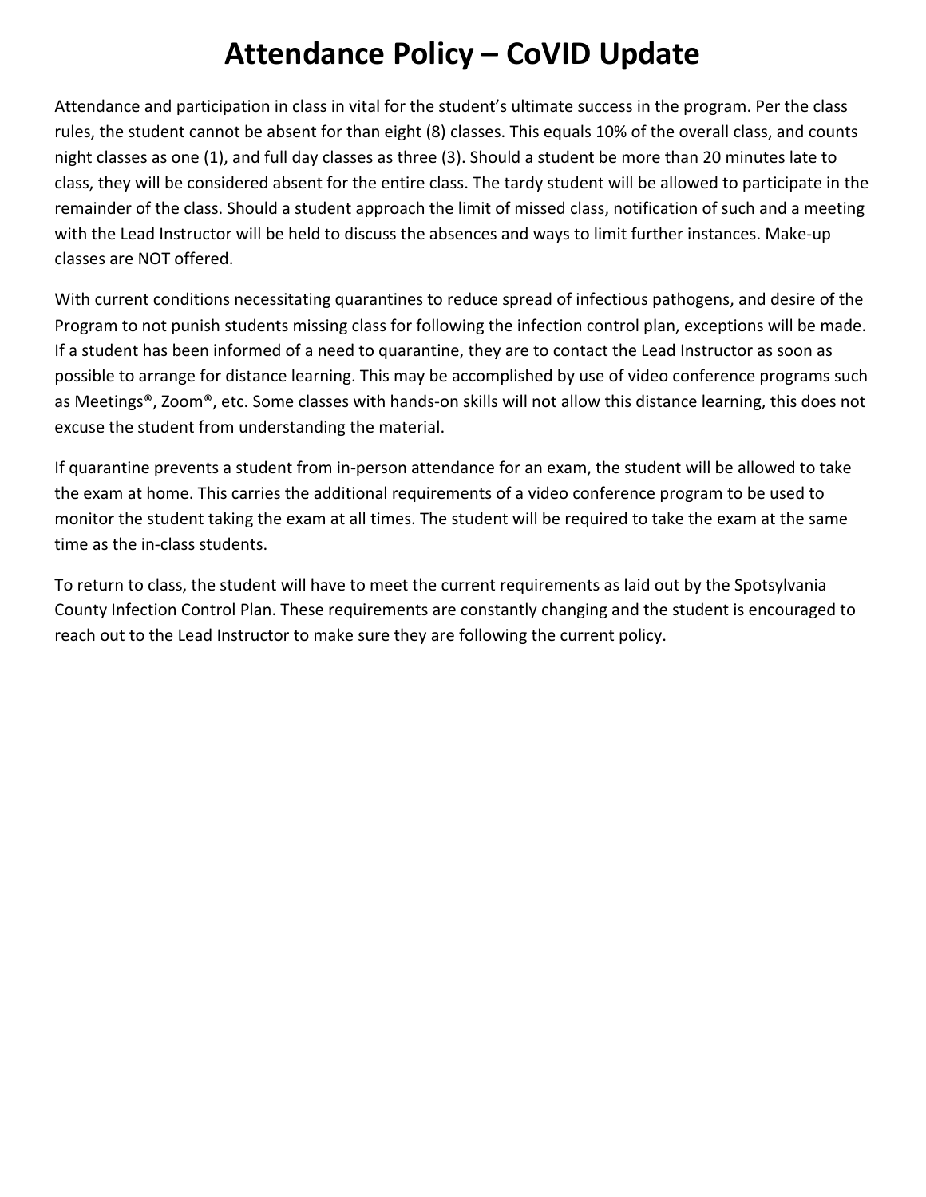# Attendance Policy – CoVID Update

Attendance and participation in class in vital for the student's ultimate success in the program. Per the class rules, the student cannot be absent for than eight (8) classes. This equals 10% of the overall class, and counts night classes as one (1), and full day classes as three (3). Should a student be more than 20 minutes late to class, they will be considered absent for the entire class. The tardy student will be allowed to participate in the remainder of the class. Should a student approach the limit of missed class, notification of such and a meeting with the Lead Instructor will be held to discuss the absences and ways to limit further instances. Make-up classes are NOT offered.

With current conditions necessitating quarantines to reduce spread of infectious pathogens, and desire of the Program to not punish students missing class for following the infection control plan, exceptions will be made. If a student has been informed of a need to quarantine, they are to contact the Lead Instructor as soon as possible to arrange for distance learning. This may be accomplished by use of video conference programs such as Meetings®, Zoom®, etc. Some classes with hands-on skills will not allow this distance learning, this does not excuse the student from understanding the material.

If quarantine prevents a student from in-person attendance for an exam, the student will be allowed to take the exam at home. This carries the additional requirements of a video conference program to be used to monitor the student taking the exam at all times. The student will be required to take the exam at the same time as the in-class students.

To return to class, the student will have to meet the current requirements as laid out by the Spotsylvania County Infection Control Plan. These requirements are constantly changing and the student is encouraged to reach out to the Lead Instructor to make sure they are following the current policy.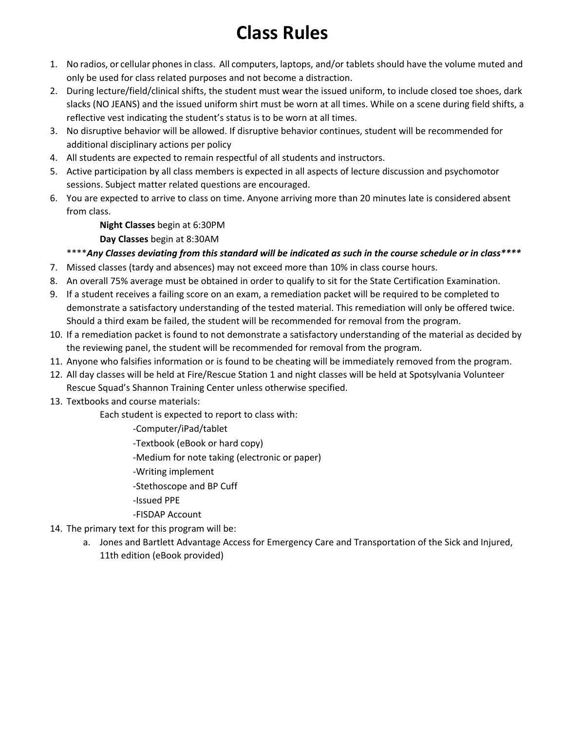# Class Rules

1. No radios, or cellular phones in class. All computers, laptops, and/or tablets should have the volume muted and only be used for class related purposes and not become a distraction.
2. During lecture/field/clinical shifts, the student must wear the issued uniform, to include closed toe shoes, dark slacks (NO JEANS) and the issued uniform shirt must be worn at all times. While on a scene during field shifts, a reflective vest indicating the student's status is to be worn at all times.
3. No disruptive behavior will be allowed. If disruptive behavior continues, student will be recommended for additional disciplinary actions per policy
4. All students are expected to remain respectful of all students and instructors.
5. Active participation by all class members is expected in all aspects of lecture discussion and psychomotor sessions. Subject matter related questions are encouraged.
6. You are expected to arrive to class on time. Anyone arriving more than 20 minutes late is considered absent from class.

   **Night Classes** begin at 6:30PM

   **Day Classes** begin at 8:30AM

   \*\*\*\****Any Classes deviating from this standard will be indicated as such in the course schedule or in class*\*\*\*\*
7. Missed classes (tardy and absences) may not exceed more than 10% in class course hours.
8. An overall 75% average must be obtained in order to qualify to sit for the State Certification Examination.
9. If a student receives a failing score on an exam, a remediation packet will be required to be completed to demonstrate a satisfactory understanding of the tested material. This remediation will only be offered twice. Should a third exam be failed, the student will be recommended for removal from the program.
10. If a remediation packet is found to not demonstrate a satisfactory understanding of the material as decided by the reviewing panel, the student will be recommended for removal from the program.
11. Anyone who falsifies information or is found to be cheating will be immediately removed from the program.
12. All day classes will be held at Fire/Rescue Station 1 and night classes will be held at Spotsylvania Volunteer Rescue Squad's Shannon Training Center unless otherwise specified.
13. Textbooks and course materials:

    Each student is expected to report to class with:

    -Computer/iPad/tablet

    -Textbook (eBook or hard copy)

    -Medium for note taking (electronic or paper)

    -Writing implement

    -Stethoscope and BP Cuff

    -Issued PPE

    -FISDAP Account
14. The primary text for this program will be:
    a. Jones and Bartlett Advantage Access for Emergency Care and Transportation of the Sick and Injured, 11th edition (eBook provided)